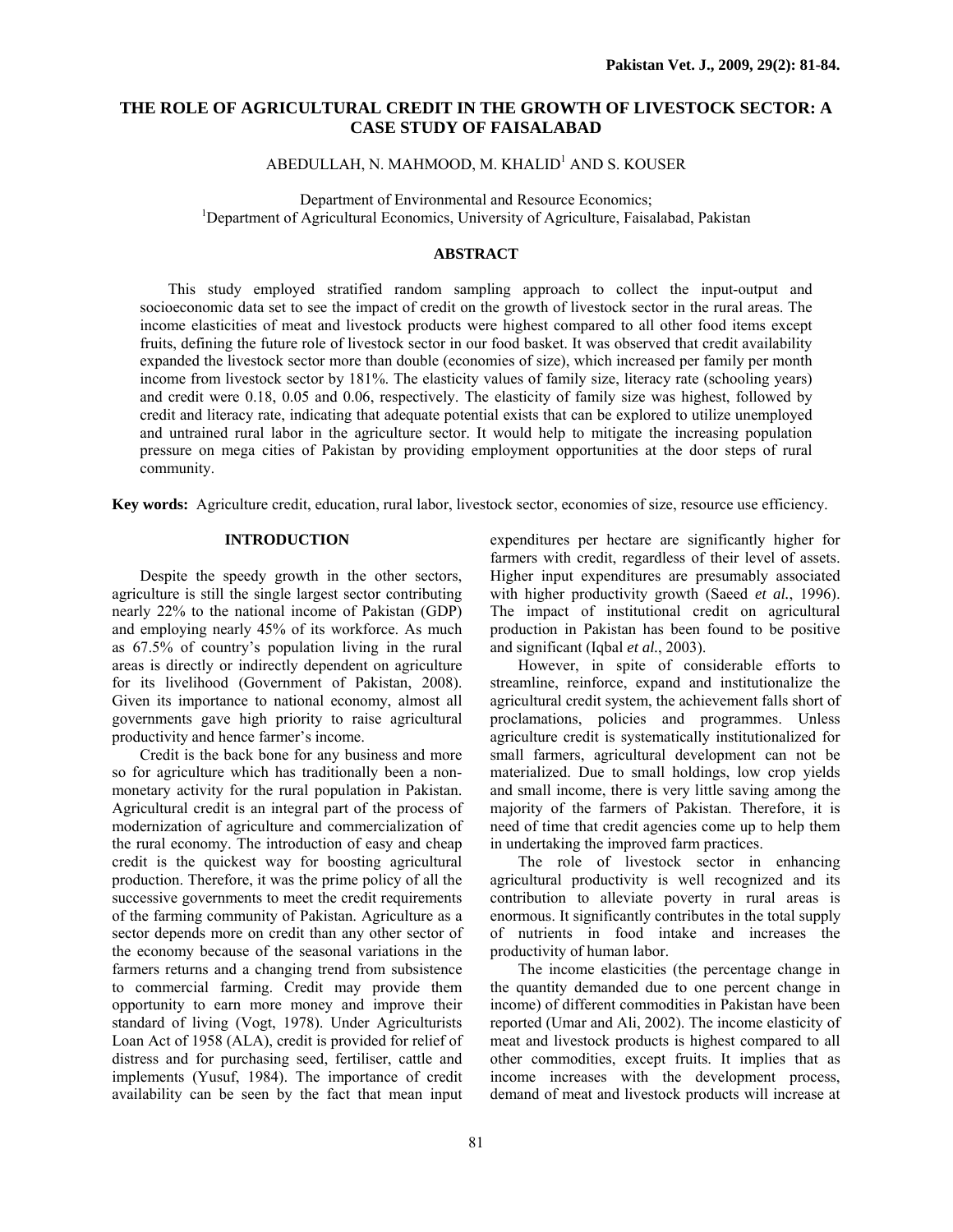# THE ROLE OF AGRICULTURAL CREDIT IN THE GROWTH OF LIVESTOCK SECTOR: A CASE STUDY OF FAISALABAD

ABEDULLAH, N. MAHMOOD, M. KHALID[1] AND S. KOUSER

Department of Environmental and Resource Economics;
[1]Department of Agricultural Economics, University of Agriculture, Faisalabad, Pakistan

## ABSTRACT

This study employed stratified random sampling approach to collect the input-output and socioeconomic data set to see the impact of credit on the growth of livestock sector in the rural areas. The income elasticities of meat and livestock products were highest compared to all other food items except fruits, defining the future role of livestock sector in our food basket. It was observed that credit availability expanded the livestock sector more than double (economies of size), which increased per family per month income from livestock sector by 181%. The elasticity values of family size, literacy rate (schooling years) and credit were 0.18, 0.05 and 0.06, respectively. The elasticity of family size was highest, followed by credit and literacy rate, indicating that adequate potential exists that can be explored to utilize unemployed and untrained rural labor in the agriculture sector. It would help to mitigate the increasing population pressure on mega cities of Pakistan by providing employment opportunities at the door steps of rural community.

**Key words:** Agriculture credit, education, rural labor, livestock sector, economies of size, resource use efficiency.

## INTRODUCTION

Despite the speedy growth in the other sectors, agriculture is still the single largest sector contributing nearly 22% to the national income of Pakistan (GDP) and employing nearly 45% of its workforce. As much as 67.5% of country's population living in the rural areas is directly or indirectly dependent on agriculture for its livelihood (Government of Pakistan, 2008). Given its importance to national economy, almost all governments gave high priority to raise agricultural productivity and hence farmer's income.

Credit is the back bone for any business and more so for agriculture which has traditionally been a non-monetary activity for the rural population in Pakistan. Agricultural credit is an integral part of the process of modernization of agriculture and commercialization of the rural economy. The introduction of easy and cheap credit is the quickest way for boosting agricultural production. Therefore, it was the prime policy of all the successive governments to meet the credit requirements of the farming community of Pakistan. Agriculture as a sector depends more on credit than any other sector of the economy because of the seasonal variations in the farmers returns and a changing trend from subsistence to commercial farming. Credit may provide them opportunity to earn more money and improve their standard of living (Vogt, 1978). Under Agriculturists Loan Act of 1958 (ALA), credit is provided for relief of distress and for purchasing seed, fertiliser, cattle and implements (Yusuf, 1984). The importance of credit availability can be seen by the fact that mean input expenditures per hectare are significantly higher for farmers with credit, regardless of their level of assets. Higher input expenditures are presumably associated with higher productivity growth (Saeed *et al.*, 1996). The impact of institutional credit on agricultural production in Pakistan has been found to be positive and significant (Iqbal *et al.*, 2003).

However, in spite of considerable efforts to streamline, reinforce, expand and institutionalize the agricultural credit system, the achievement falls short of proclamations, policies and programmes. Unless agriculture credit is systematically institutionalized for small farmers, agricultural development can not be materialized. Due to small holdings, low crop yields and small income, there is very little saving among the majority of the farmers of Pakistan. Therefore, it is need of time that credit agencies come up to help them in undertaking the improved farm practices.

The role of livestock sector in enhancing agricultural productivity is well recognized and its contribution to alleviate poverty in rural areas is enormous. It significantly contributes in the total supply of nutrients in food intake and increases the productivity of human labor.

The income elasticities (the percentage change in the quantity demanded due to one percent change in income) of different commodities in Pakistan have been reported (Umar and Ali, 2002). The income elasticity of meat and livestock products is highest compared to all other commodities, except fruits. It implies that as income increases with the development process, demand of meat and livestock products will increase at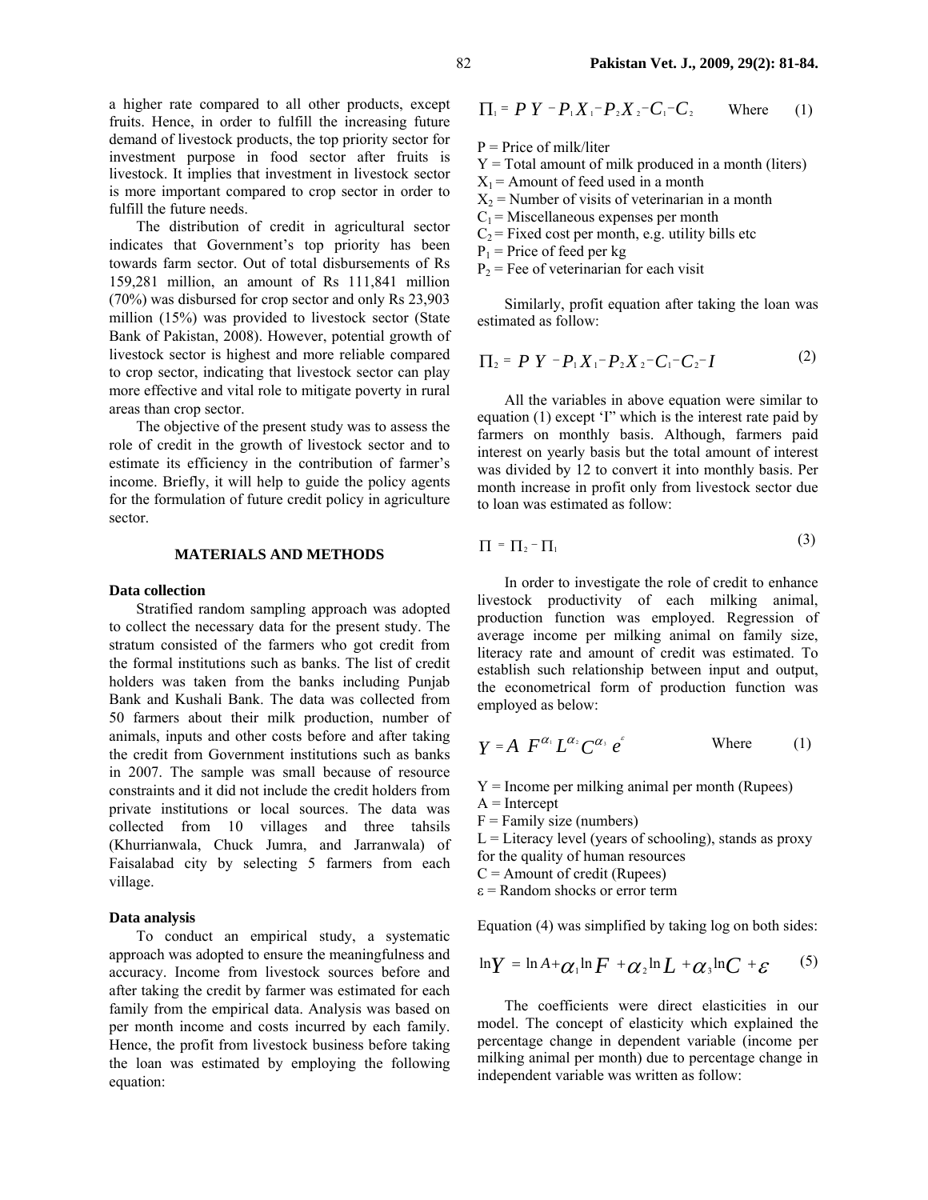a higher rate compared to all other products, except fruits. Hence, in order to fulfill the increasing future demand of livestock products, the top priority sector for investment purpose in food sector after fruits is livestock. It implies that investment in livestock sector is more important compared to crop sector in order to fulfill the future needs.

The distribution of credit in agricultural sector indicates that Government's top priority has been towards farm sector. Out of total disbursements of Rs 159,281 million, an amount of Rs 111,841 million (70%) was disbursed for crop sector and only Rs 23,903 million (15%) was provided to livestock sector (State Bank of Pakistan, 2008). However, potential growth of livestock sector is highest and more reliable compared to crop sector, indicating that livestock sector can play more effective and vital role to mitigate poverty in rural areas than crop sector.

The objective of the present study was to assess the role of credit in the growth of livestock sector and to estimate its efficiency in the contribution of farmer's income. Briefly, it will help to guide the policy agents for the formulation of future credit policy in agriculture sector.

## MATERIALS AND METHODS

### Data collection

Stratified random sampling approach was adopted to collect the necessary data for the present study. The stratum consisted of the farmers who got credit from the formal institutions such as banks. The list of credit holders was taken from the banks including Punjab Bank and Kushali Bank. The data was collected from 50 farmers about their milk production, number of animals, inputs and other costs before and after taking the credit from Government institutions such as banks in 2007. The sample was small because of resource constraints and it did not include the credit holders from private institutions or local sources. The data was collected from 10 villages and three tahsils (Khurrianwala, Chuck Jumra, and Jarranwala) of Faisalabad city by selecting 5 farmers from each village.

### Data analysis

To conduct an empirical study, a systematic approach was adopted to ensure the meaningfulness and accuracy. Income from livestock sources before and after taking the credit by farmer was estimated for each family from the empirical data. Analysis was based on per month income and costs incurred by each family. Hence, the profit from livestock business before taking the loan was estimated by employing the following equation:

$$\Pi_1 = P\,Y - P_1 X_1 - P_2 X_2 - C_1 - C_2 \quad \text{Where} \qquad (1)$$

P = Price of milk/liter
Y = Total amount of milk produced in a month (liters)
$X_1$ = Amount of feed used in a month
$X_2$ = Number of visits of veterinarian in a month
$C_1$ = Miscellaneous expenses per month
$C_2$ = Fixed cost per month, e.g. utility bills etc
$P_1$ = Price of feed per kg
$P_2$ = Fee of veterinarian for each visit

Similarly, profit equation after taking the loan was estimated as follow:

$$\Pi_2 = P\,Y - P_1 X_1 - P_2 X_2 - C_1 - C_2 - I \qquad (2)$$

All the variables in above equation were similar to equation (1) except 'I' which is the interest rate paid by farmers on monthly basis. Although, farmers paid interest on yearly basis but the total amount of interest was divided by 12 to convert it into monthly basis. Per month increase in profit only from livestock sector due to loan was estimated as follow:

$$\Pi = \Pi_2 - \Pi_1 \qquad (3)$$

In order to investigate the role of credit to enhance livestock productivity of each milking animal, production function was employed. Regression of average income per milking animal on family size, literacy rate and amount of credit was estimated. To establish such relationship between input and output, the econometrical form of production function was employed as below:

$$Y = A\ F^{\alpha_1} L^{\alpha_2} C^{\alpha_3}\ e^{\varepsilon} \quad \text{Where} \qquad (1)$$

Y = Income per milking animal per month (Rupees)
A = Intercept
F = Family size (numbers)
L = Literacy level (years of schooling), stands as proxy for the quality of human resources
C = Amount of credit (Rupees)
ε = Random shocks or error term

Equation (4) was simplified by taking log on both sides:

$$\ln Y = \ln A + \alpha_1 \ln F + \alpha_2 \ln L + \alpha_3 \ln C + \varepsilon \qquad (5)$$

The coefficients were direct elasticities in our model. The concept of elasticity which explained the percentage change in dependent variable (income per milking animal per month) due to percentage change in independent variable was written as follow: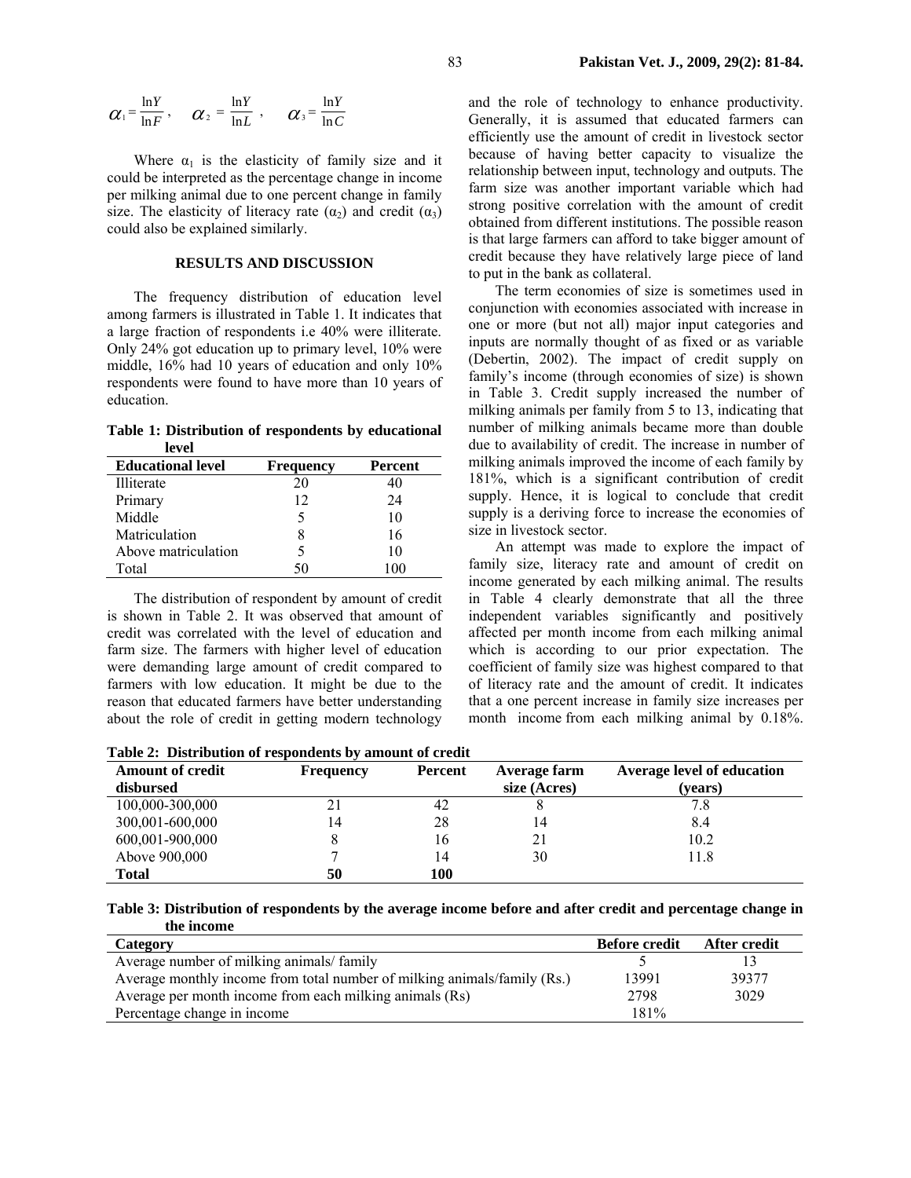$$\alpha_1 = \frac{\ln Y}{\ln F}, \quad \alpha_2 = \frac{\ln Y}{\ln L}, \quad \alpha_3 = \frac{\ln Y}{\ln C}$$

Where $\alpha_1$ is the elasticity of family size and it could be interpreted as the percentage change in income per milking animal due to one percent change in family size. The elasticity of literacy rate ($\alpha_2$) and credit ($\alpha_3$) could also be explained similarly.

## RESULTS AND DISCUSSION

The frequency distribution of education level among farmers is illustrated in Table 1. It indicates that a large fraction of respondents i.e 40% were illiterate. Only 24% got education up to primary level, 10% were middle, 16% had 10 years of education and only 10% respondents were found to have more than 10 years of education.

**Table 1: Distribution of respondents by educational level**

| Educational level | Frequency | Percent |
|---|---|---|
| Illiterate | 20 | 40 |
| Primary | 12 | 24 |
| Middle | 5 | 10 |
| Matriculation | 8 | 16 |
| Above matriculation | 5 | 10 |
| Total | 50 | 100 |

The distribution of respondent by amount of credit is shown in Table 2. It was observed that amount of credit was correlated with the level of education and farm size. The farmers with higher level of education were demanding large amount of credit compared to farmers with low education. It might be due to the reason that educated farmers have better understanding about the role of credit in getting modern technology and the role of technology to enhance productivity. Generally, it is assumed that educated farmers can efficiently use the amount of credit in livestock sector because of having better capacity to visualize the relationship between input, technology and outputs. The farm size was another important variable which had strong positive correlation with the amount of credit obtained from different institutions. The possible reason is that large farmers can afford to take bigger amount of credit because they have relatively large piece of land to put in the bank as collateral.

The term economies of size is sometimes used in conjunction with economies associated with increase in one or more (but not all) major input categories and inputs are normally thought of as fixed or as variable (Debertin, 2002). The impact of credit supply on family's income (through economies of size) is shown in Table 3. Credit supply increased the number of milking animals per family from 5 to 13, indicating that number of milking animals became more than double due to availability of credit. The increase in number of milking animals improved the income of each family by 181%, which is a significant contribution of credit supply. Hence, it is logical to conclude that credit supply is a deriving force to increase the economies of size in livestock sector.

An attempt was made to explore the impact of family size, literacy rate and amount of credit on income generated by each milking animal. The results in Table 4 clearly demonstrate that all the three independent variables significantly and positively affected per month income from each milking animal which is according to our prior expectation. The coefficient of family size was highest compared to that of literacy rate and the amount of credit. It indicates that a one percent increase in family size increases per month income from each milking animal by 0.18%.

**Table 2: Distribution of respondents by amount of credit**

| Amount of credit disbursed | Frequency | Percent | Average farm size (Acres) | Average level of education (years) |
|---|---|---|---|---|
| 100,000-300,000 | 21 | 42 | 8 | 7.8 |
| 300,001-600,000 | 14 | 28 | 14 | 8.4 |
| 600,001-900,000 | 8 | 16 | 21 | 10.2 |
| Above 900,000 | 7 | 14 | 30 | 11.8 |
| **Total** | **50** | **100** | | |

**Table 3: Distribution of respondents by the average income before and after credit and percentage change in the income**

| Category | Before credit | After credit |
|---|---|---|
| Average number of milking animals/ family | 5 | 13 |
| Average monthly income from total number of milking animals/family (Rs.) | 13991 | 39377 |
| Average per month income from each milking animals (Rs) | 2798 | 3029 |
| Percentage change in income | 181% | |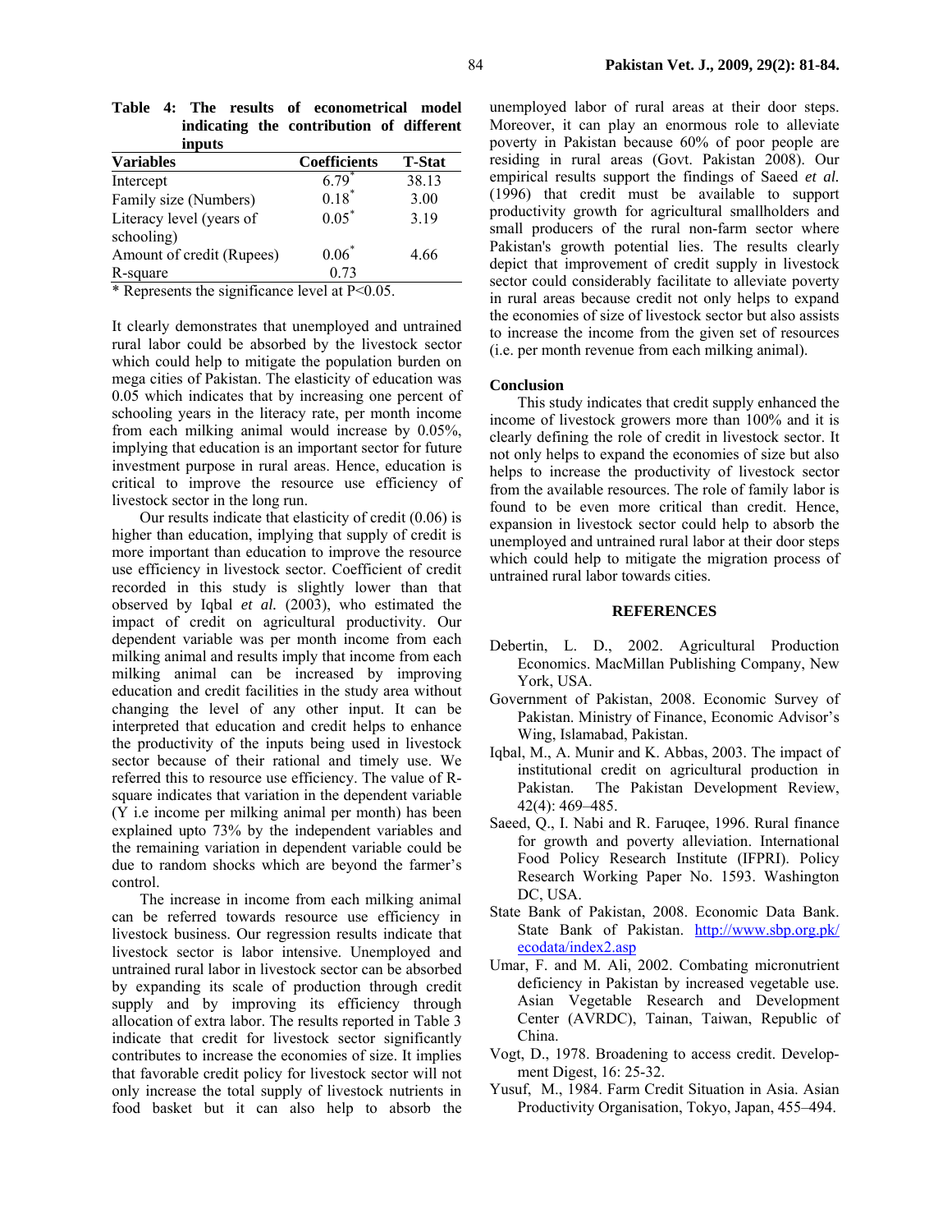**Table 4: The results of econometrical model indicating the contribution of different inputs**

| Variables | Coefficients | T-Stat |
|---|---|---|
| Intercept | 6.79* | 38.13 |
| Family size (Numbers) | 0.18* | 3.00 |
| Literacy level (years of schooling) | 0.05* | 3.19 |
| Amount of credit (Rupees) | 0.06* | 4.66 |
| R-square | 0.73 | |

\* Represents the significance level at P<0.05.

It clearly demonstrates that unemployed and untrained rural labor could be absorbed by the livestock sector which could help to mitigate the population burden on mega cities of Pakistan. The elasticity of education was 0.05 which indicates that by increasing one percent of schooling years in the literacy rate, per month income from each milking animal would increase by 0.05%, implying that education is an important sector for future investment purpose in rural areas. Hence, education is critical to improve the resource use efficiency of livestock sector in the long run.

Our results indicate that elasticity of credit (0.06) is higher than education, implying that supply of credit is more important than education to improve the resource use efficiency in livestock sector. Coefficient of credit recorded in this study is slightly lower than that observed by Iqbal *et al.* (2003), who estimated the impact of credit on agricultural productivity. Our dependent variable was per month income from each milking animal and results imply that income from each milking animal can be increased by improving education and credit facilities in the study area without changing the level of any other input. It can be interpreted that education and credit helps to enhance the productivity of the inputs being used in livestock sector because of their rational and timely use. We referred this to resource use efficiency. The value of R-square indicates that variation in the dependent variable (Y i.e income per milking animal per month) has been explained upto 73% by the independent variables and the remaining variation in dependent variable could be due to random shocks which are beyond the farmer's control.

The increase in income from each milking animal can be referred towards resource use efficiency in livestock business. Our regression results indicate that livestock sector is labor intensive. Unemployed and untrained rural labor in livestock sector can be absorbed by expanding its scale of production through credit supply and by improving its efficiency through allocation of extra labor. The results reported in Table 3 indicate that credit for livestock sector significantly contributes to increase the economies of size. It implies that favorable credit policy for livestock sector will not only increase the total supply of livestock nutrients in food basket but it can also help to absorb the unemployed labor of rural areas at their door steps. Moreover, it can play an enormous role to alleviate poverty in Pakistan because 60% of poor people are residing in rural areas (Govt. Pakistan 2008). Our empirical results support the findings of Saeed *et al.* (1996) that credit must be available to support productivity growth for agricultural smallholders and small producers of the rural non-farm sector where Pakistan's growth potential lies. The results clearly depict that improvement of credit supply in livestock sector could considerably facilitate to alleviate poverty in rural areas because credit not only helps to expand the economies of size of livestock sector but also assists to increase the income from the given set of resources (i.e. per month revenue from each milking animal).

## Conclusion

This study indicates that credit supply enhanced the income of livestock growers more than 100% and it is clearly defining the role of credit in livestock sector. It not only helps to expand the economies of size but also helps to increase the productivity of livestock sector from the available resources. The role of family labor is found to be even more critical than credit. Hence, expansion in livestock sector could help to absorb the unemployed and untrained rural labor at their door steps which could help to mitigate the migration process of untrained rural labor towards cities.

## REFERENCES

Debertin, L. D., 2002. Agricultural Production Economics. MacMillan Publishing Company, New York, USA.

Government of Pakistan, 2008. Economic Survey of Pakistan. Ministry of Finance, Economic Advisor's Wing, Islamabad, Pakistan.

Iqbal, M., A. Munir and K. Abbas, 2003. The impact of institutional credit on agricultural production in Pakistan. The Pakistan Development Review, 42(4): 469–485.

Saeed, Q., I. Nabi and R. Faruqee, 1996. Rural finance for growth and poverty alleviation. International Food Policy Research Institute (IFPRI). Policy Research Working Paper No. 1593. Washington DC, USA.

State Bank of Pakistan, 2008. Economic Data Bank. State Bank of Pakistan. http://www.sbp.org.pk/ecodata/index2.asp

Umar, F. and M. Ali, 2002. Combating micronutrient deficiency in Pakistan by increased vegetable use. Asian Vegetable Research and Development Center (AVRDC), Tainan, Taiwan, Republic of China.

Vogt, D., 1978. Broadening to access credit. Development Digest, 16: 25-32.

Yusuf, M., 1984. Farm Credit Situation in Asia. Asian Productivity Organisation, Tokyo, Japan, 455–494.